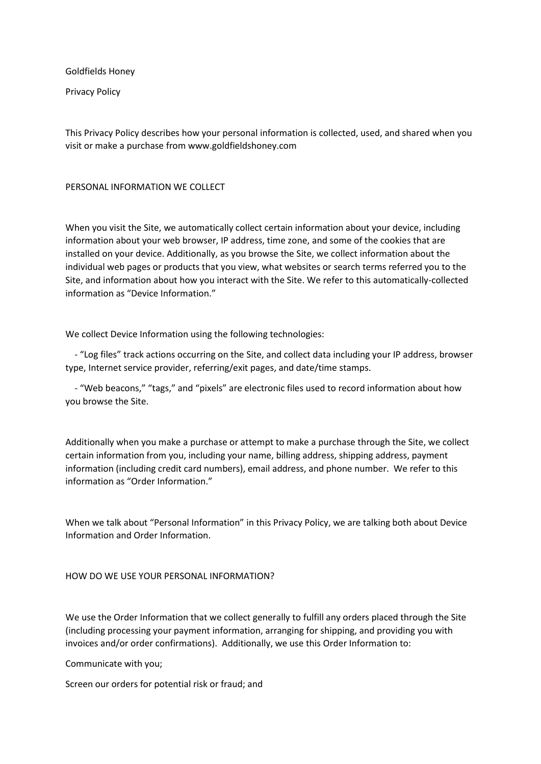Goldfields Honey

Privacy Policy

This Privacy Policy describes how your personal information is collected, used, and shared when you visit or make a purchase from www.goldfieldshoney.com

## PERSONAL INFORMATION WE COLLECT

When you visit the Site, we automatically collect certain information about your device, including information about your web browser, IP address, time zone, and some of the cookies that are installed on your device. Additionally, as you browse the Site, we collect information about the individual web pages or products that you view, what websites or search terms referred you to the Site, and information about how you interact with the Site. We refer to this automatically-collected information as "Device Information."

We collect Device Information using the following technologies:

- "Log files" track actions occurring on the Site, and collect data including your IP address, browser type, Internet service provider, referring/exit pages, and date/time stamps.
- "Web beacons," "tags," and "pixels" are electronic files used to record information about how you browse the Site.

Additionally when you make a purchase or attempt to make a purchase through the Site, we collect certain information from you, including your name, billing address, shipping address, payment information (including credit card numbers), email address, and phone number. We refer to this information as "Order Information."

When we talk about "Personal Information" in this Privacy Policy, we are talking both about Device Information and Order Information.

## HOW DO WE USE YOUR PERSONAL INFORMATION?

We use the Order Information that we collect generally to fulfill any orders placed through the Site (including processing your payment information, arranging for shipping, and providing you with invoices and/or order confirmations). Additionally, we use this Order Information to:

Communicate with you;

Screen our orders for potential risk or fraud; and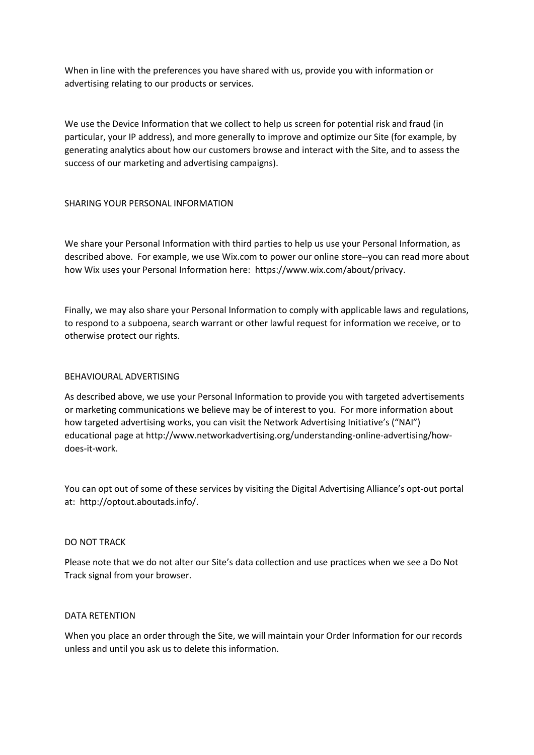When in line with the preferences you have shared with us, provide you with information or advertising relating to our products or services.

We use the Device Information that we collect to help us screen for potential risk and fraud (in particular, your IP address), and more generally to improve and optimize our Site (for example, by generating analytics about how our customers browse and interact with the Site, and to assess the success of our marketing and advertising campaigns).

## SHARING YOUR PERSONAL INFORMATION

We share your Personal Information with third parties to help us use your Personal Information, as described above. For example, we use Wix.com to power our online store--you can read more about how Wix uses your Personal Information here: https://www.wix.com/about/privacy.

Finally, we may also share your Personal Information to comply with applicable laws and regulations, to respond to a subpoena, search warrant or other lawful request for information we receive, or to otherwise protect our rights.

## BEHAVIOURAL ADVERTISING

As described above, we use your Personal Information to provide you with targeted advertisements or marketing communications we believe may be of interest to you. For more information about how targeted advertising works, you can visit the Network Advertising Initiative's ("NAI") educational page at http://www.networkadvertising.org/understanding-online-advertising/how-does-it-work.

You can opt out of some of these services by visiting the Digital Advertising Alliance's opt-out portal at: http://optout.aboutads.info/.

## DO NOT TRACK

Please note that we do not alter our Site's data collection and use practices when we see a Do Not Track signal from your browser.

## DATA RETENTION

When you place an order through the Site, we will maintain your Order Information for our records unless and until you ask us to delete this information.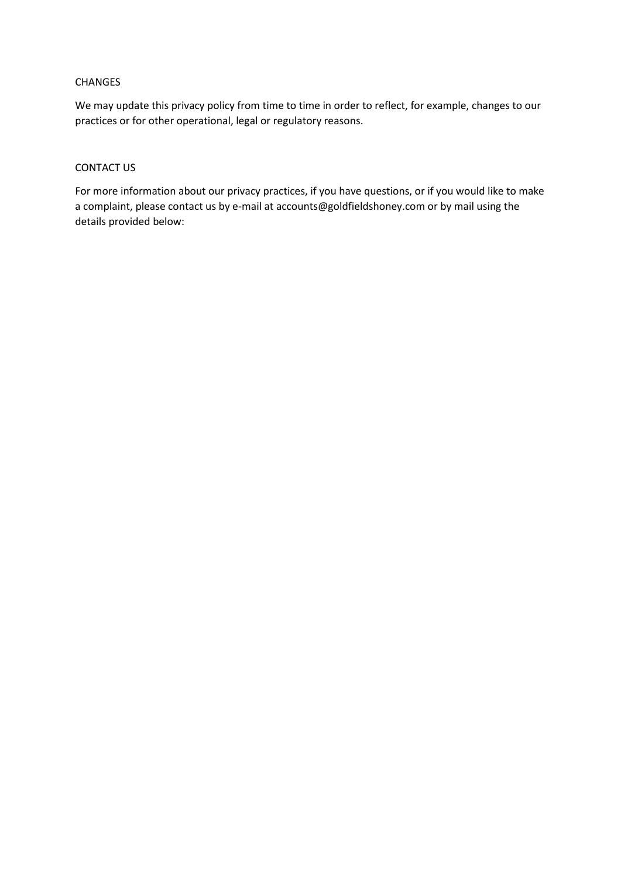## CHANGES

We may update this privacy policy from time to time in order to reflect, for example, changes to our practices or for other operational, legal or regulatory reasons.

## CONTACT US

For more information about our privacy practices, if you have questions, or if you would like to make a complaint, please contact us by e-mail at accounts@goldfieldshoney.com or by mail using the details provided below: